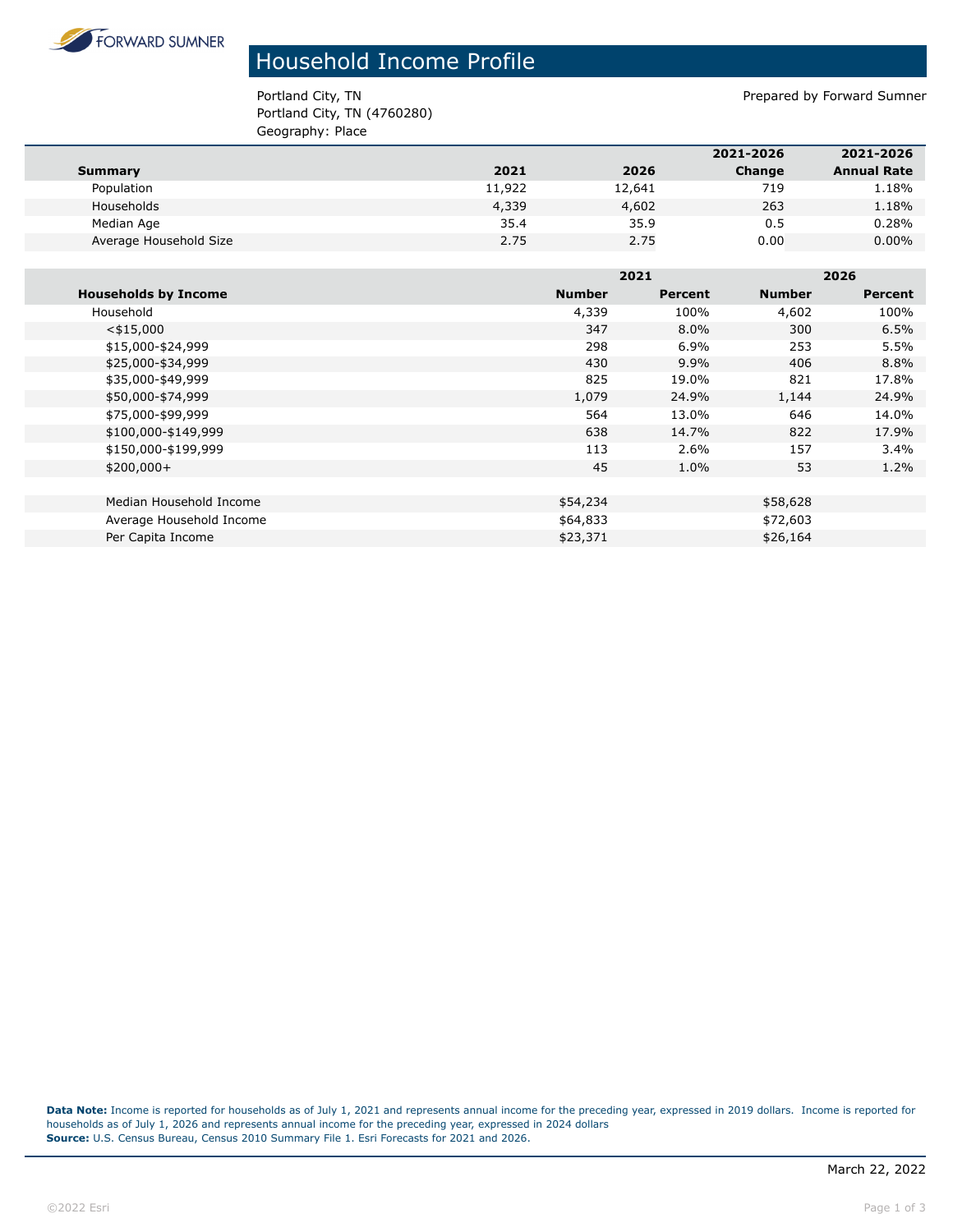FORWARD SUMNER

# Household Income Profile

Portland City, TN
Portland City, TN (4760280)
Geography: Place

Prepared by Forward Sumner

| Summary | 2021 | 2026 | 2021-2026 Change | 2021-2026 Annual Rate |
|---|---|---|---|---|
| Population | 11,922 | 12,641 | 719 | 1.18% |
| Households | 4,339 | 4,602 | 263 | 1.18% |
| Median Age | 35.4 | 35.9 | 0.5 | 0.28% |
| Average Household Size | 2.75 | 2.75 | 0.00 | 0.00% |

| | 2021 | | 2026 | |
|---|---|---|---|---|
| **Households by Income** | **Number** | **Percent** | **Number** | **Percent** |
| Household | 4,339 | 100% | 4,602 | 100% |
| <$15,000 | 347 | 8.0% | 300 | 6.5% |
| $15,000-$24,999 | 298 | 6.9% | 253 | 5.5% |
| $25,000-$34,999 | 430 | 9.9% | 406 | 8.8% |
| $35,000-$49,999 | 825 | 19.0% | 821 | 17.8% |
| $50,000-$74,999 | 1,079 | 24.9% | 1,144 | 24.9% |
| $75,000-$99,999 | 564 | 13.0% | 646 | 14.0% |
| $100,000-$149,999 | 638 | 14.7% | 822 | 17.9% |
| $150,000-$199,999 | 113 | 2.6% | 157 | 3.4% |
| $200,000+ | 45 | 1.0% | 53 | 1.2% |
| | | | | |
| Median Household Income | $54,234 | | $58,628 | |
| Average Household Income | $64,833 | | $72,603 | |
| Per Capita Income | $23,371 | | $26,164 | |

**Data Note:** Income is reported for households as of July 1, 2021 and represents annual income for the preceding year, expressed in 2019 dollars. Income is reported for households as of July 1, 2026 and represents annual income for the preceding year, expressed in 2024 dollars
**Source:** U.S. Census Bureau, Census 2010 Summary File 1. Esri Forecasts for 2021 and 2026.

March 22, 2022

©2022 Esri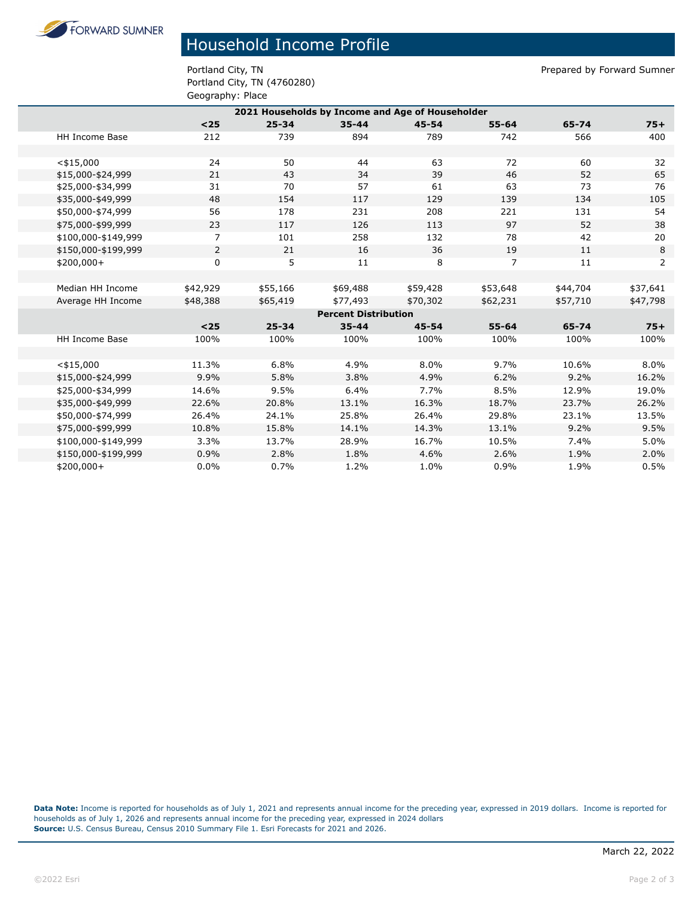FORWARD SUMNER

# Household Income Profile

Portland City, TN
Portland City, TN (4760280)
Geography: Place

Prepared by Forward Sumner

| 2021 Households by Income and Age of Householder | | | | | | | |
|---|---|---|---|---|---|---|---|
| | **<25** | **25-34** | **35-44** | **45-54** | **55-64** | **65-74** | **75+** |
| HH Income Base | 212 | 739 | 894 | 789 | 742 | 566 | 400 |
| | | | | | | | |
| <$15,000 | 24 | 50 | 44 | 63 | 72 | 60 | 32 |
| $15,000-$24,999 | 21 | 43 | 34 | 39 | 46 | 52 | 65 |
| $25,000-$34,999 | 31 | 70 | 57 | 61 | 63 | 73 | 76 |
| $35,000-$49,999 | 48 | 154 | 117 | 129 | 139 | 134 | 105 |
| $50,000-$74,999 | 56 | 178 | 231 | 208 | 221 | 131 | 54 |
| $75,000-$99,999 | 23 | 117 | 126 | 113 | 97 | 52 | 38 |
| $100,000-$149,999 | 7 | 101 | 258 | 132 | 78 | 42 | 20 |
| $150,000-$199,999 | 2 | 21 | 16 | 36 | 19 | 11 | 8 |
| $200,000+ | 0 | 5 | 11 | 8 | 7 | 11 | 2 |
| | | | | | | | |
| Median HH Income | $42,929 | $55,166 | $69,488 | $59,428 | $53,648 | $44,704 | $37,641 |
| Average HH Income | $48,388 | $65,419 | $77,493 | $70,302 | $62,231 | $57,710 | $47,798 |
| **Percent Distribution** | | | | | | | |
| | **<25** | **25-34** | **35-44** | **45-54** | **55-64** | **65-74** | **75+** |
| HH Income Base | 100% | 100% | 100% | 100% | 100% | 100% | 100% |
| | | | | | | | |
| <$15,000 | 11.3% | 6.8% | 4.9% | 8.0% | 9.7% | 10.6% | 8.0% |
| $15,000-$24,999 | 9.9% | 5.8% | 3.8% | 4.9% | 6.2% | 9.2% | 16.2% |
| $25,000-$34,999 | 14.6% | 9.5% | 6.4% | 7.7% | 8.5% | 12.9% | 19.0% |
| $35,000-$49,999 | 22.6% | 20.8% | 13.1% | 16.3% | 18.7% | 23.7% | 26.2% |
| $50,000-$74,999 | 26.4% | 24.1% | 25.8% | 26.4% | 29.8% | 23.1% | 13.5% |
| $75,000-$99,999 | 10.8% | 15.8% | 14.1% | 14.3% | 13.1% | 9.2% | 9.5% |
| $100,000-$149,999 | 3.3% | 13.7% | 28.9% | 16.7% | 10.5% | 7.4% | 5.0% |
| $150,000-$199,999 | 0.9% | 2.8% | 1.8% | 4.6% | 2.6% | 1.9% | 2.0% |
| $200,000+ | 0.0% | 0.7% | 1.2% | 1.0% | 0.9% | 1.9% | 0.5% |

**Data Note:** Income is reported for households as of July 1, 2021 and represents annual income for the preceding year, expressed in 2019 dollars. Income is reported for households as of July 1, 2026 and represents annual income for the preceding year, expressed in 2024 dollars
**Source:** U.S. Census Bureau, Census 2010 Summary File 1. Esri Forecasts for 2021 and 2026.

March 22, 2022

©2022 Esri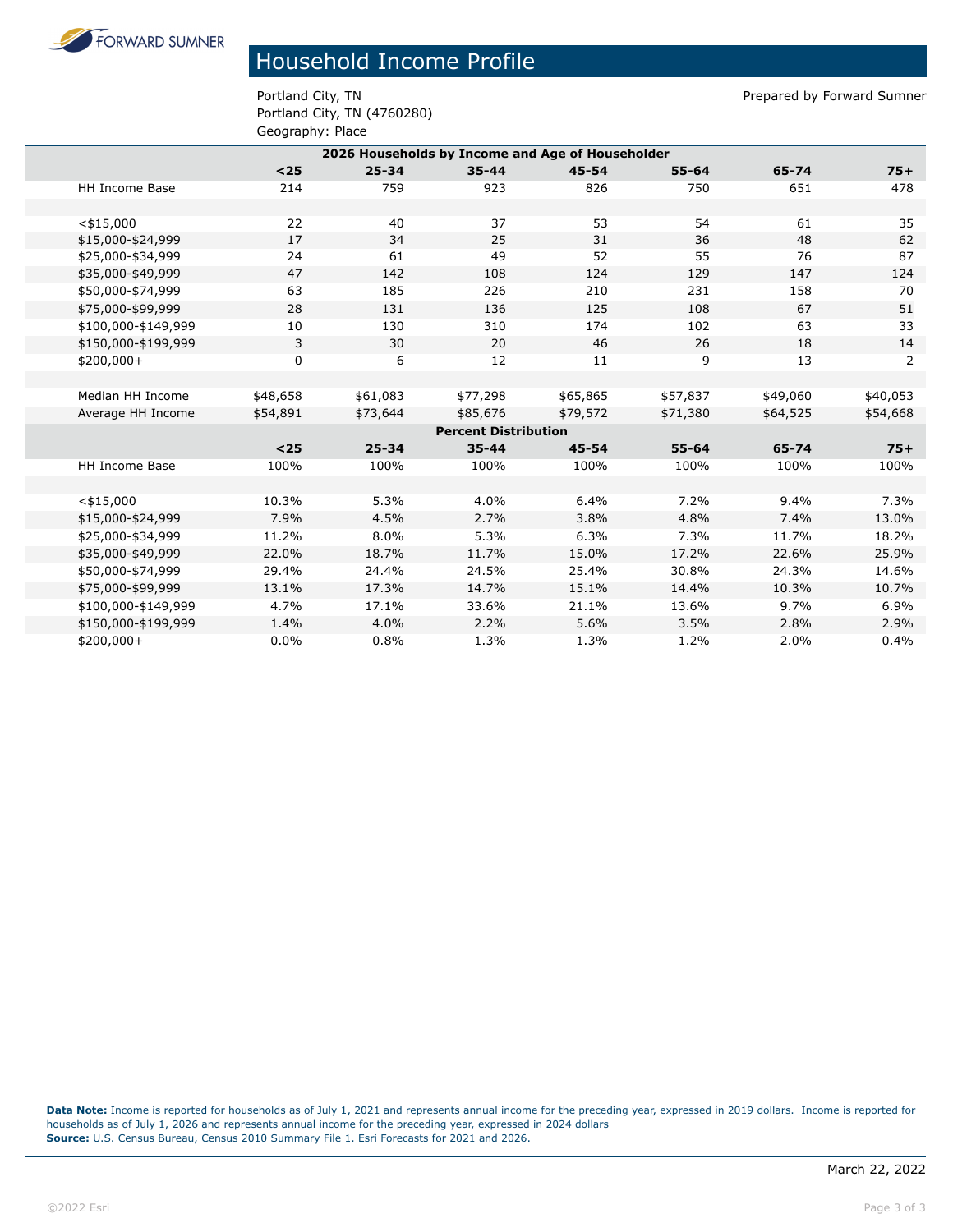# Household Income Profile

Portland City, TN
Portland City, TN (4760280)
Geography: Place

Prepared by Forward Sumner

| 2026 Households by Income and Age of Householder | | | | | | | |
|---|---|---|---|---|---|---|---|
| | <25 | 25-34 | 35-44 | 45-54 | 55-64 | 65-74 | 75+ |
| HH Income Base | 214 | 759 | 923 | 826 | 750 | 651 | 478 |
| | | | | | | | |
| <$15,000 | 22 | 40 | 37 | 53 | 54 | 61 | 35 |
| $15,000-$24,999 | 17 | 34 | 25 | 31 | 36 | 48 | 62 |
| $25,000-$34,999 | 24 | 61 | 49 | 52 | 55 | 76 | 87 |
| $35,000-$49,999 | 47 | 142 | 108 | 124 | 129 | 147 | 124 |
| $50,000-$74,999 | 63 | 185 | 226 | 210 | 231 | 158 | 70 |
| $75,000-$99,999 | 28 | 131 | 136 | 125 | 108 | 67 | 51 |
| $100,000-$149,999 | 10 | 130 | 310 | 174 | 102 | 63 | 33 |
| $150,000-$199,999 | 3 | 30 | 20 | 46 | 26 | 18 | 14 |
| $200,000+ | 0 | 6 | 12 | 11 | 9 | 13 | 2 |
| | | | | | | | |
| Median HH Income | $48,658 | $61,083 | $77,298 | $65,865 | $57,837 | $49,060 | $40,053 |
| Average HH Income | $54,891 | $73,644 | $85,676 | $79,572 | $71,380 | $64,525 | $54,668 |
| **Percent Distribution** | | | | | | | |
| | <25 | 25-34 | 35-44 | 45-54 | 55-64 | 65-74 | 75+ |
| HH Income Base | 100% | 100% | 100% | 100% | 100% | 100% | 100% |
| | | | | | | | |
| <$15,000 | 10.3% | 5.3% | 4.0% | 6.4% | 7.2% | 9.4% | 7.3% |
| $15,000-$24,999 | 7.9% | 4.5% | 2.7% | 3.8% | 4.8% | 7.4% | 13.0% |
| $25,000-$34,999 | 11.2% | 8.0% | 5.3% | 6.3% | 7.3% | 11.7% | 18.2% |
| $35,000-$49,999 | 22.0% | 18.7% | 11.7% | 15.0% | 17.2% | 22.6% | 25.9% |
| $50,000-$74,999 | 29.4% | 24.4% | 24.5% | 25.4% | 30.8% | 24.3% | 14.6% |
| $75,000-$99,999 | 13.1% | 17.3% | 14.7% | 15.1% | 14.4% | 10.3% | 10.7% |
| $100,000-$149,999 | 4.7% | 17.1% | 33.6% | 21.1% | 13.6% | 9.7% | 6.9% |
| $150,000-$199,999 | 1.4% | 4.0% | 2.2% | 5.6% | 3.5% | 2.8% | 2.9% |
| $200,000+ | 0.0% | 0.8% | 1.3% | 1.3% | 1.2% | 2.0% | 0.4% |

**Data Note:** Income is reported for households as of July 1, 2021 and represents annual income for the preceding year, expressed in 2019 dollars. Income is reported for households as of July 1, 2026 and represents annual income for the preceding year, expressed in 2024 dollars
**Source:** U.S. Census Bureau, Census 2010 Summary File 1. Esri Forecasts for 2021 and 2026.

March 22, 2022